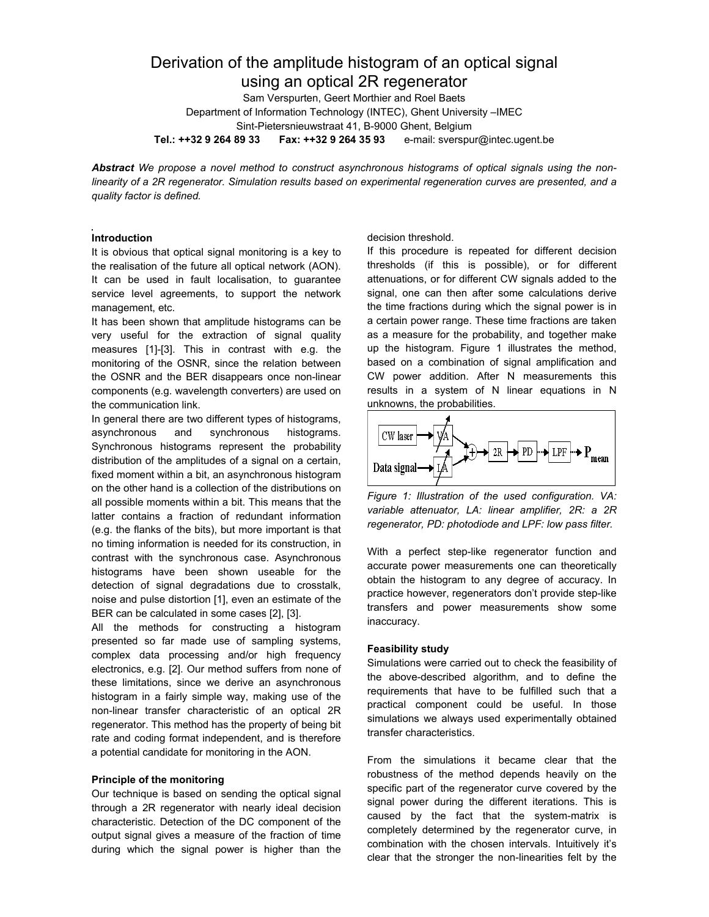# Derivation of the amplitude histogram of an optical signal using an optical 2R regenerator

Sam Verspurten, Geert Morthier and Roel Baets
Department of Information Technology (INTEC), Ghent University –IMEC
Sint-Pietersnieuwstraat 41, B-9000 Ghent, Belgium
**Tel.: ++32 9 264 89 33 Fax: ++32 9 264 35 93** e-mail: sverspur@intec.ugent.be

***Abstract*** *We propose a novel method to construct asynchronous histograms of optical signals using the non-linearity of a 2R regenerator. Simulation results based on experimental regeneration curves are presented, and a quality factor is defined.*

## Introduction

It is obvious that optical signal monitoring is a key to the realisation of the future all optical network (AON). It can be used in fault localisation, to guarantee service level agreements, to support the network management, etc.

It has been shown that amplitude histograms can be very useful for the extraction of signal quality measures [1]-[3]. This in contrast with e.g. the monitoring of the OSNR, since the relation between the OSNR and the BER disappears once non-linear components (e.g. wavelength converters) are used on the communication link.

In general there are two different types of histograms, asynchronous and synchronous histograms. Synchronous histograms represent the probability distribution of the amplitudes of a signal on a certain, fixed moment within a bit, an asynchronous histogram on the other hand is a collection of the distributions on all possible moments within a bit. This means that the latter contains a fraction of redundant information (e.g. the flanks of the bits), but more important is that no timing information is needed for its construction, in contrast with the synchronous case. Asynchronous histograms have been shown useable for the detection of signal degradations due to crosstalk, noise and pulse distortion [1], even an estimate of the BER can be calculated in some cases [2], [3].

All the methods for constructing a histogram presented so far made use of sampling systems, complex data processing and/or high frequency electronics, e.g. [2]. Our method suffers from none of these limitations, since we derive an asynchronous histogram in a fairly simple way, making use of the non-linear transfer characteristic of an optical 2R regenerator. This method has the property of being bit rate and coding format independent, and is therefore a potential candidate for monitoring in the AON.

## Principle of the monitoring

Our technique is based on sending the optical signal through a 2R regenerator with nearly ideal decision characteristic. Detection of the DC component of the output signal gives a measure of the fraction of time during which the signal power is higher than the decision threshold.

If this procedure is repeated for different decision thresholds (if this is possible), or for different attenuations, or for different CW signals added to the signal, one can then after some calculations derive the time fractions during which the signal power is in a certain power range. These time fractions are taken as a measure for the probability, and together make up the histogram. Figure 1 illustrates the method, based on a combination of signal amplification and CW power addition. After N measurements this results in a system of N linear equations in N unknowns, the probabilities.

*Figure 1: Illustration of the used configuration. VA: variable attenuator, LA: linear amplifier, 2R: a 2R regenerator, PD: photodiode and LPF: low pass filter.*

With a perfect step-like regenerator function and accurate power measurements one can theoretically obtain the histogram to any degree of accuracy. In practice however, regenerators don't provide step-like transfers and power measurements show some inaccuracy.

## Feasibility study

Simulations were carried out to check the feasibility of the above-described algorithm, and to define the requirements that have to be fulfilled such that a practical component could be useful. In those simulations we always used experimentally obtained transfer characteristics.

From the simulations it became clear that the robustness of the method depends heavily on the specific part of the regenerator curve covered by the signal power during the different iterations. This is caused by the fact that the system-matrix is completely determined by the regenerator curve, in combination with the chosen intervals. Intuitively it's clear that the stronger the non-linearities felt by the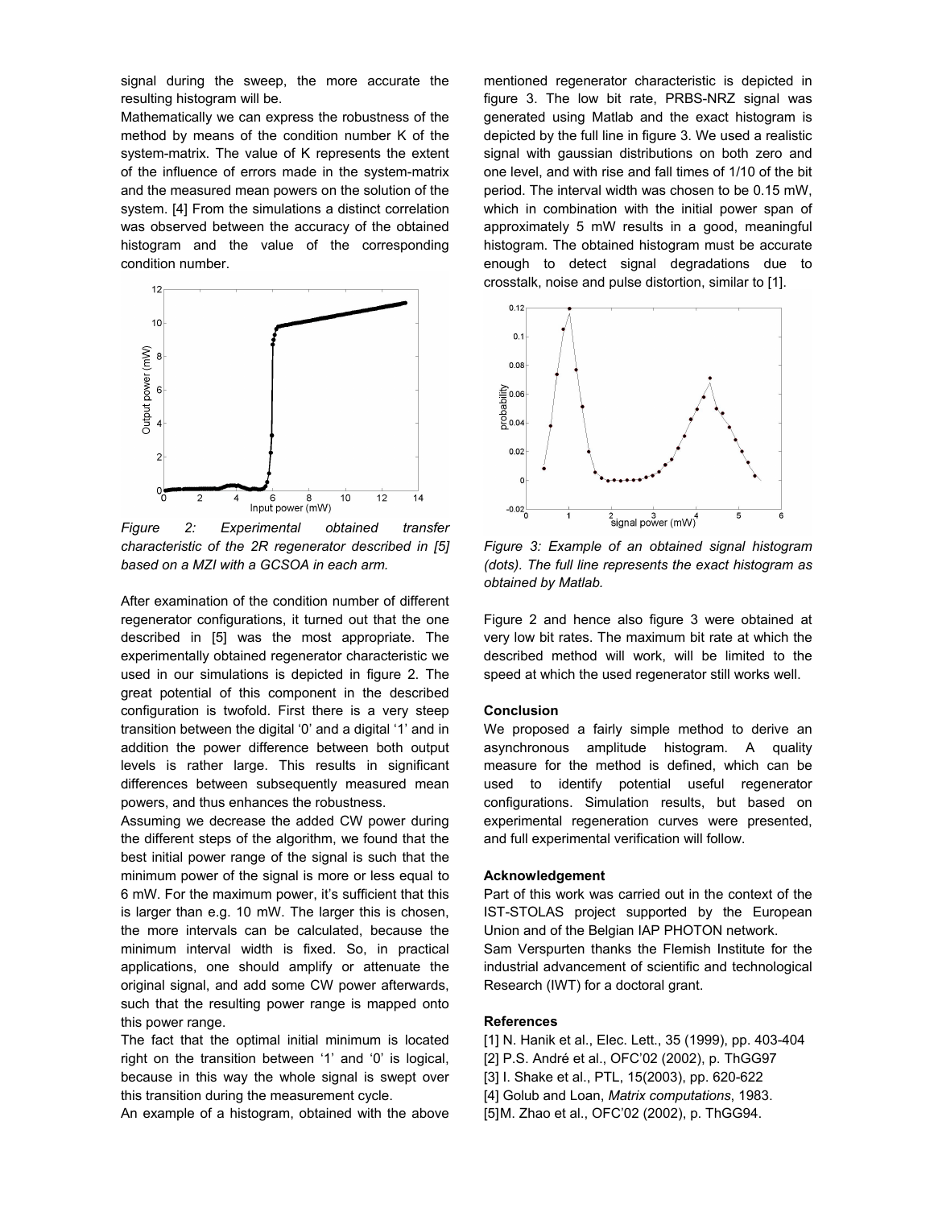signal during the sweep, the more accurate the resulting histogram will be.

Mathematically we can express the robustness of the method by means of the condition number K of the system-matrix. The value of K represents the extent of the influence of errors made in the system-matrix and the measured mean powers on the solution of the system. [4] From the simulations a distinct correlation was observed between the accuracy of the obtained histogram and the value of the corresponding condition number.

Output power (mW)
0
2
4
6
8
10
12
0
2
4
6
8
10
12
14
Input power (mW)

*Figure 2: Experimental obtained transfer characteristic of the 2R regenerator described in [5] based on a MZI with a GCSOA in each arm.*

After examination of the condition number of different regenerator configurations, it turned out that the one described in [5] was the most appropriate. The experimentally obtained regenerator characteristic we used in our simulations is depicted in figure 2. The great potential of this component in the described configuration is twofold. First there is a very steep transition between the digital '0' and a digital '1' and in addition the power difference between both output levels is rather large. This results in significant differences between subsequently measured mean powers, and thus enhances the robustness.

Assuming we decrease the added CW power during the different steps of the algorithm, we found that the best initial power range of the signal is such that the minimum power of the signal is more or less equal to 6 mW. For the maximum power, it's sufficient that this is larger than e.g. 10 mW. The larger this is chosen, the more intervals can be calculated, because the minimum interval width is fixed. So, in practical applications, one should amplify or attenuate the original signal, and add some CW power afterwards, such that the resulting power range is mapped onto this power range.

The fact that the optimal initial minimum is located right on the transition between '1' and '0' is logical, because in this way the whole signal is swept over this transition during the measurement cycle.

An example of a histogram, obtained with the above mentioned regenerator characteristic is depicted in figure 3. The low bit rate, PRBS-NRZ signal was generated using Matlab and the exact histogram is depicted by the full line in figure 3. We used a realistic signal with gaussian distributions on both zero and one level, and with rise and fall times of 1/10 of the bit period. The interval width was chosen to be 0.15 mW, which in combination with the initial power span of approximately 5 mW results in a good, meaningful histogram. The obtained histogram must be accurate enough to detect signal degradations due to crosstalk, noise and pulse distortion, similar to [1].

probability
-0.02
0
0.02
0.04
0.06
0.08
0.1
0.12
0
1
2
3
4
5
6
signal power (mW)

*Figure 3: Example of an obtained signal histogram (dots). The full line represents the exact histogram as obtained by Matlab.*

Figure 2 and hence also figure 3 were obtained at very low bit rates. The maximum bit rate at which the described method will work, will be limited to the speed at which the used regenerator still works well.

#### Conclusion

We proposed a fairly simple method to derive an asynchronous amplitude histogram. A quality measure for the method is defined, which can be used to identify potential useful regenerator configurations. Simulation results, but based on experimental regeneration curves were presented, and full experimental verification will follow.

#### Acknowledgement

Part of this work was carried out in the context of the IST-STOLAS project supported by the European Union and of the Belgian IAP PHOTON network.

Sam Verspurten thanks the Flemish Institute for the industrial advancement of scientific and technological Research (IWT) for a doctoral grant.

#### References

[1] N. Hanik et al., Elec. Lett., 35 (1999), pp. 403-404

[2] P.S. André et al., OFC'02 (2002), p. ThGG97

[3] I. Shake et al., PTL, 15(2003), pp. 620-622

[4] Golub and Loan, *Matrix computations*, 1983.

[5]M. Zhao et al., OFC'02 (2002), p. ThGG94.